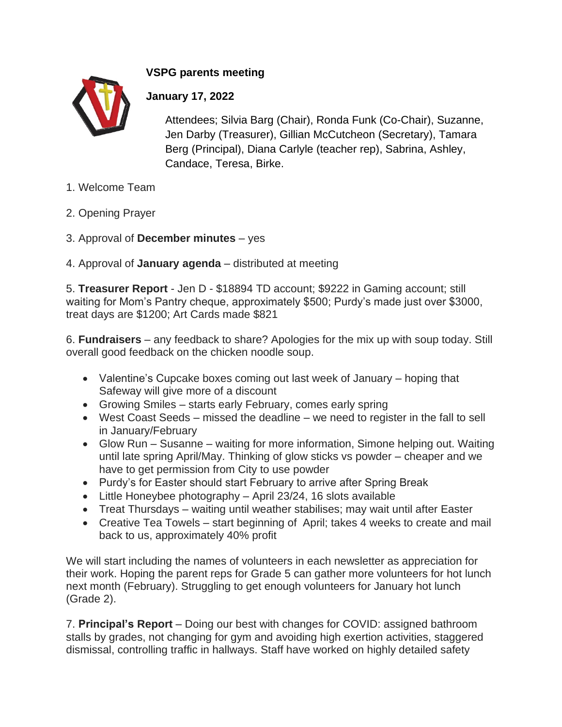**VSPG parents meeting**

**January 17, 2022**

Attendees; Silvia Barg (Chair), Ronda Funk (Co-Chair), Suzanne, Jen Darby (Treasurer), Gillian McCutcheon (Secretary), Tamara Berg (Principal), Diana Carlyle (teacher rep), Sabrina, Ashley, Candace, Teresa, Birke.

1. Welcome Team

2. Opening Prayer

3. Approval of **December minutes** – yes

4. Approval of **January agenda** – distributed at meeting

5. **Treasurer Report** - Jen D - $18894 TD account; $9222 in Gaming account; still waiting for Mom's Pantry cheque, approximately $500; Purdy's made just over $3000, treat days are $1200; Art Cards made $821

6. **Fundraisers** – any feedback to share? Apologies for the mix up with soup today. Still overall good feedback on the chicken noodle soup.

- Valentine's Cupcake boxes coming out last week of January – hoping that Safeway will give more of a discount
- Growing Smiles – starts early February, comes early spring
- West Coast Seeds – missed the deadline – we need to register in the fall to sell in January/February
- Glow Run – Susanne – waiting for more information, Simone helping out. Waiting until late spring April/May. Thinking of glow sticks vs powder – cheaper and we have to get permission from City to use powder
- Purdy's for Easter should start February to arrive after Spring Break
- Little Honeybee photography – April 23/24, 16 slots available
- Treat Thursdays – waiting until weather stabilises; may wait until after Easter
- Creative Tea Towels – start beginning of April; takes 4 weeks to create and mail back to us, approximately 40% profit

We will start including the names of volunteers in each newsletter as appreciation for their work. Hoping the parent reps for Grade 5 can gather more volunteers for hot lunch next month (February). Struggling to get enough volunteers for January hot lunch (Grade 2).

7. **Principal's Report** – Doing our best with changes for COVID: assigned bathroom stalls by grades, not changing for gym and avoiding high exertion activities, staggered dismissal, controlling traffic in hallways. Staff have worked on highly detailed safety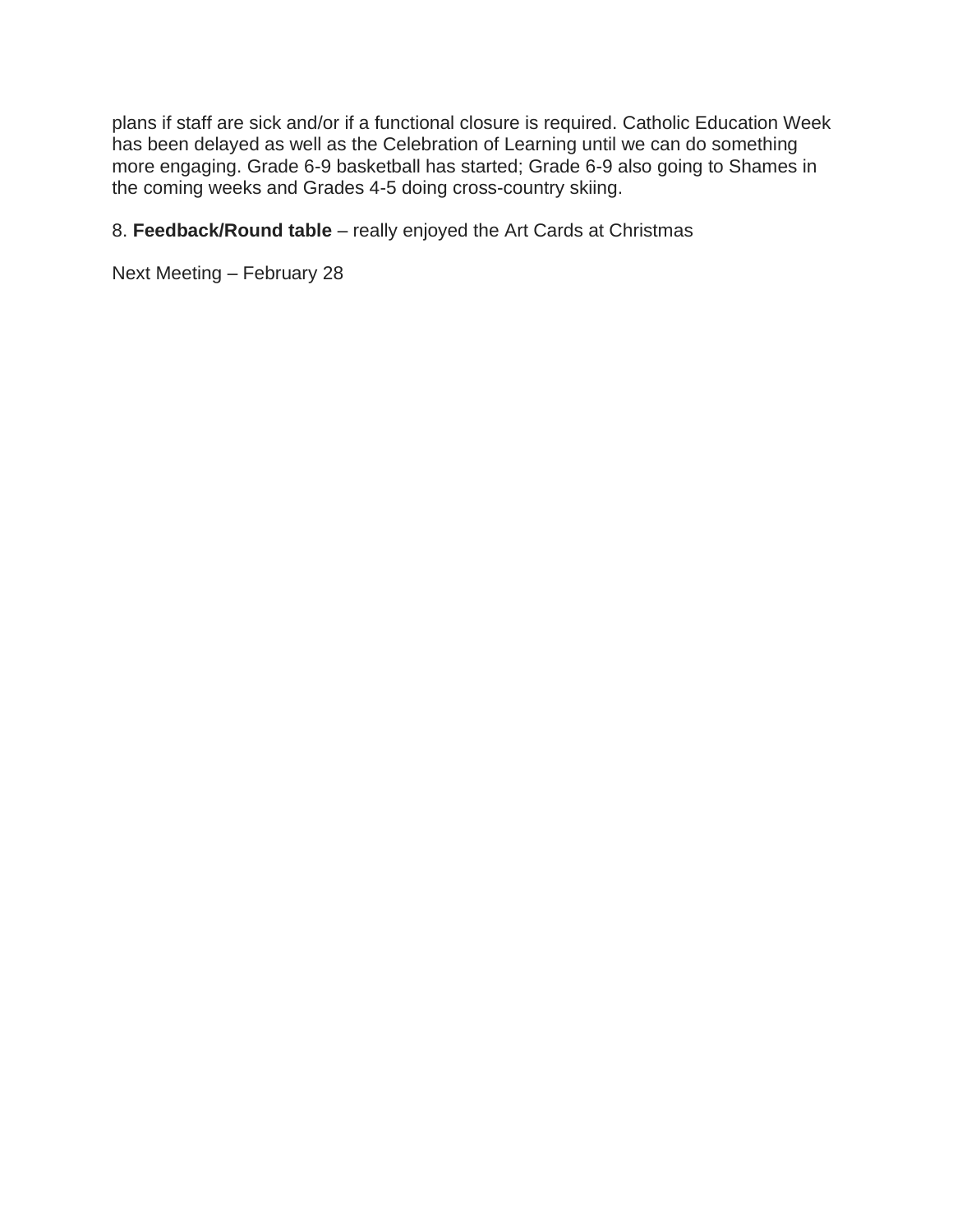plans if staff are sick and/or if a functional closure is required. Catholic Education Week has been delayed as well as the Celebration of Learning until we can do something more engaging. Grade 6-9 basketball has started; Grade 6-9 also going to Shames in the coming weeks and Grades 4-5 doing cross-country skiing.

8. **Feedback/Round table** – really enjoyed the Art Cards at Christmas

Next Meeting – February 28